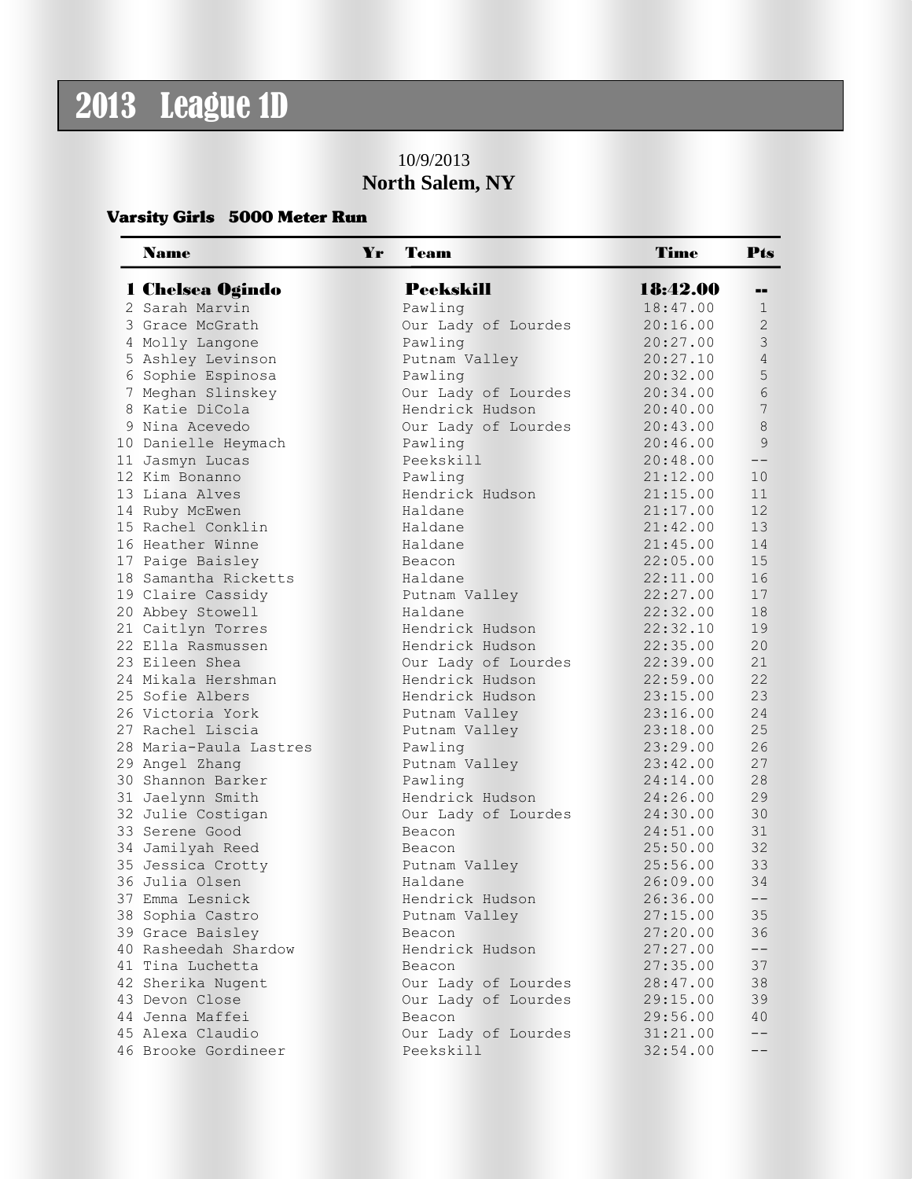# 2013 League 1D

10/9/2013

**North Salem, NY**

### Varsity Girls 5000 Meter Run

| | Name | Yr | Team | Time | Pts |
|---|---|---|---|---|---|
| **1** | **Chelsea Ogindo** | | **Peekskill** | **18:42.00** | **--** |
| 2 | Sarah Marvin | | Pawling | 18:47.00 | 1 |
| 3 | Grace McGrath | | Our Lady of Lourdes | 20:16.00 | 2 |
| 4 | Molly Langone | | Pawling | 20:27.00 | 3 |
| 5 | Ashley Levinson | | Putnam Valley | 20:27.10 | 4 |
| 6 | Sophie Espinosa | | Pawling | 20:32.00 | 5 |
| 7 | Meghan Slinskey | | Our Lady of Lourdes | 20:34.00 | 6 |
| 8 | Katie DiCola | | Hendrick Hudson | 20:40.00 | 7 |
| 9 | Nina Acevedo | | Our Lady of Lourdes | 20:43.00 | 8 |
| 10 | Danielle Heymach | | Pawling | 20:46.00 | 9 |
| 11 | Jasmyn Lucas | | Peekskill | 20:48.00 | -- |
| 12 | Kim Bonanno | | Pawling | 21:12.00 | 10 |
| 13 | Liana Alves | | Hendrick Hudson | 21:15.00 | 11 |
| 14 | Ruby McEwen | | Haldane | 21:17.00 | 12 |
| 15 | Rachel Conklin | | Haldane | 21:42.00 | 13 |
| 16 | Heather Winne | | Haldane | 21:45.00 | 14 |
| 17 | Paige Baisley | | Beacon | 22:05.00 | 15 |
| 18 | Samantha Ricketts | | Haldane | 22:11.00 | 16 |
| 19 | Claire Cassidy | | Putnam Valley | 22:27.00 | 17 |
| 20 | Abbey Stowell | | Haldane | 22:32.00 | 18 |
| 21 | Caitlyn Torres | | Hendrick Hudson | 22:32.10 | 19 |
| 22 | Ella Rasmussen | | Hendrick Hudson | 22:35.00 | 20 |
| 23 | Eileen Shea | | Our Lady of Lourdes | 22:39.00 | 21 |
| 24 | Mikala Hershman | | Hendrick Hudson | 22:59.00 | 22 |
| 25 | Sofie Albers | | Hendrick Hudson | 23:15.00 | 23 |
| 26 | Victoria York | | Putnam Valley | 23:16.00 | 24 |
| 27 | Rachel Liscia | | Putnam Valley | 23:18.00 | 25 |
| 28 | Maria-Paula Lastres | | Pawling | 23:29.00 | 26 |
| 29 | Angel Zhang | | Putnam Valley | 23:42.00 | 27 |
| 30 | Shannon Barker | | Pawling | 24:14.00 | 28 |
| 31 | Jaelynn Smith | | Hendrick Hudson | 24:26.00 | 29 |
| 32 | Julie Costigan | | Our Lady of Lourdes | 24:30.00 | 30 |
| 33 | Serene Good | | Beacon | 24:51.00 | 31 |
| 34 | Jamilyah Reed | | Beacon | 25:50.00 | 32 |
| 35 | Jessica Crotty | | Putnam Valley | 25:56.00 | 33 |
| 36 | Julia Olsen | | Haldane | 26:09.00 | 34 |
| 37 | Emma Lesnick | | Hendrick Hudson | 26:36.00 | -- |
| 38 | Sophia Castro | | Putnam Valley | 27:15.00 | 35 |
| 39 | Grace Baisley | | Beacon | 27:20.00 | 36 |
| 40 | Rasheedah Shardow | | Hendrick Hudson | 27:27.00 | -- |
| 41 | Tina Luchetta | | Beacon | 27:35.00 | 37 |
| 42 | Sherika Nugent | | Our Lady of Lourdes | 28:47.00 | 38 |
| 43 | Devon Close | | Our Lady of Lourdes | 29:15.00 | 39 |
| 44 | Jenna Maffei | | Beacon | 29:56.00 | 40 |
| 45 | Alexa Claudio | | Our Lady of Lourdes | 31:21.00 | -- |
| 46 | Brooke Gordineer | | Peekskill | 32:54.00 | -- |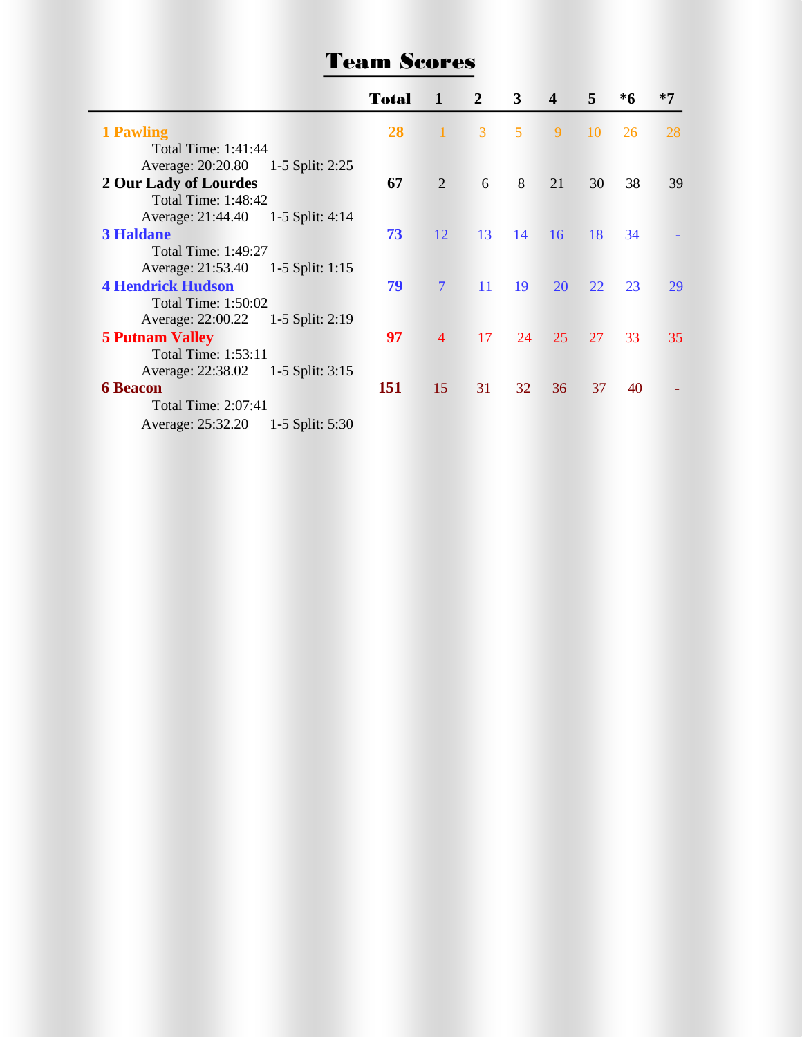## Team Scores

| | Total | 1 | 2 | 3 | 4 | 5 | *6 | *7 |
|---|---|---|---|---|---|---|---|---|
| **1 Pawling** | **28** | 1 | 3 | 5 | 9 | 10 | 26 | 28 |
| Total Time: 1:41:44 | | | | | | | | |
| Average: 20:20.80 1-5 Split: 2:25 | | | | | | | | |
| **2 Our Lady of Lourdes** | **67** | 2 | 6 | 8 | 21 | 30 | 38 | 39 |
| Total Time: 1:48:42 | | | | | | | | |
| Average: 21:44.40 1-5 Split: 4:14 | | | | | | | | |
| **3 Haldane** | **73** | 12 | 13 | 14 | 16 | 18 | 34 | - |
| Total Time: 1:49:27 | | | | | | | | |
| Average: 21:53.40 1-5 Split: 1:15 | | | | | | | | |
| **4 Hendrick Hudson** | **79** | 7 | 11 | 19 | 20 | 22 | 23 | 29 |
| Total Time: 1:50:02 | | | | | | | | |
| Average: 22:00.22 1-5 Split: 2:19 | | | | | | | | |
| **5 Putnam Valley** | **97** | 4 | 17 | 24 | 25 | 27 | 33 | 35 |
| Total Time: 1:53:11 | | | | | | | | |
| Average: 22:38.02 1-5 Split: 3:15 | | | | | | | | |
| **6 Beacon** | **151** | 15 | 31 | 32 | 36 | 37 | 40 | - |
| Total Time: 2:07:41 | | | | | | | | |
| Average: 25:32.20 1-5 Split: 5:30 | | | | | | | | |